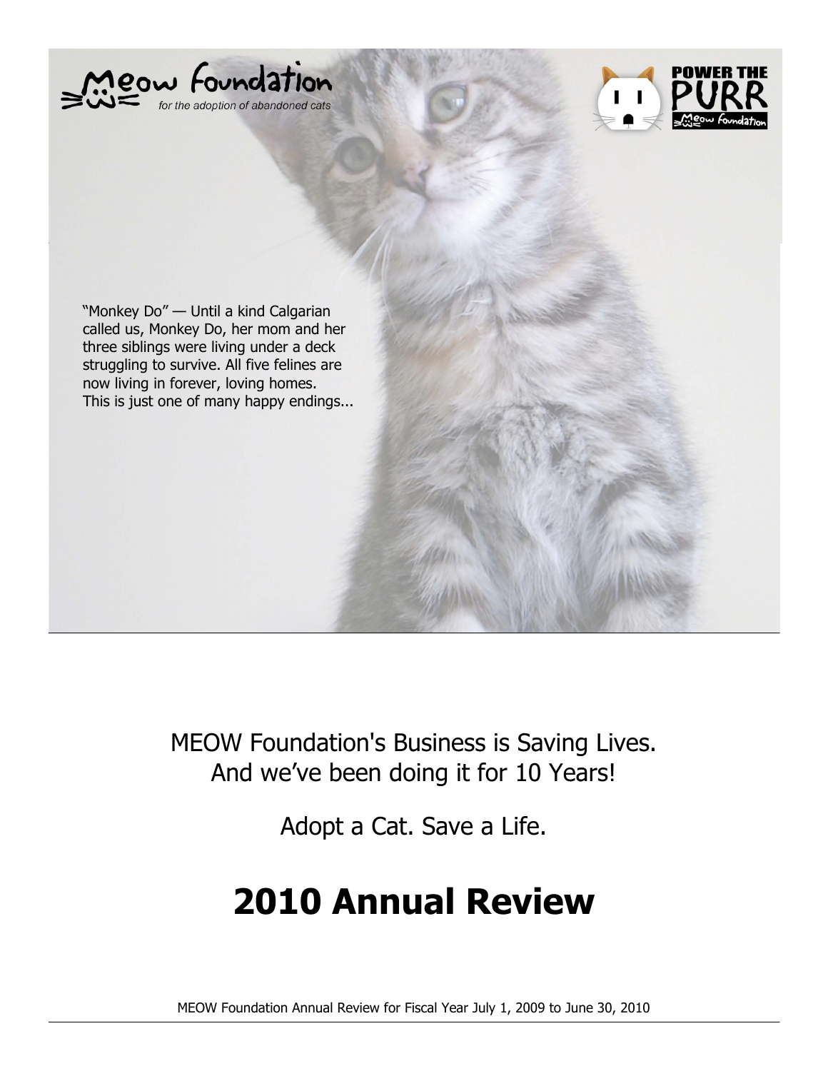Meow Foundation

for the adoption of abandoned cats

POWER THE PURR

"Monkey Do" — Until a kind Calgarian called us, Monkey Do, her mom and her three siblings were living under a deck struggling to survive. All five felines are now living in forever, loving homes. This is just one of many happy endings...

MEOW Foundation's Business is Saving Lives.
And we've been doing it for 10 Years!

Adopt a Cat. Save a Life.

# 2010 Annual Review

MEOW Foundation Annual Review for Fiscal Year July 1, 2009 to June 30, 2010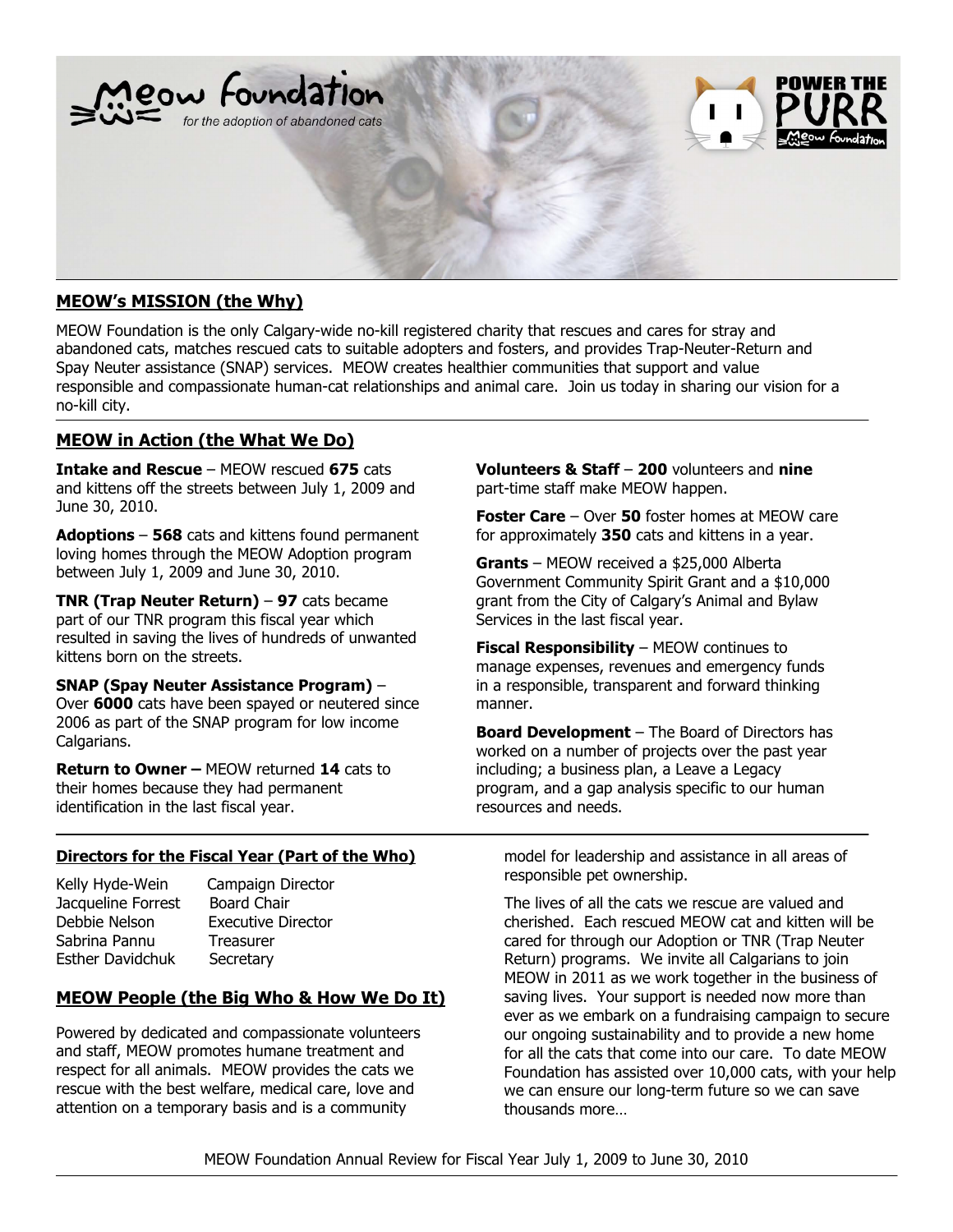## MEOW's MISSION (the Why)

MEOW Foundation is the only Calgary-wide no-kill registered charity that rescues and cares for stray and abandoned cats, matches rescued cats to suitable adopters and fosters, and provides Trap-Neuter-Return and Spay Neuter assistance (SNAP) services. MEOW creates healthier communities that support and value responsible and compassionate human-cat relationships and animal care. Join us today in sharing our vision for a no-kill city.

## MEOW in Action (the What We Do)

**Intake and Rescue** – MEOW rescued **675** cats and kittens off the streets between July 1, 2009 and June 30, 2010.

**Adoptions** – **568** cats and kittens found permanent loving homes through the MEOW Adoption program between July 1, 2009 and June 30, 2010.

**TNR (Trap Neuter Return)** – **97** cats became part of our TNR program this fiscal year which resulted in saving the lives of hundreds of unwanted kittens born on the streets.

**SNAP (Spay Neuter Assistance Program)** – Over **6000** cats have been spayed or neutered since 2006 as part of the SNAP program for low income Calgarians.

**Return to Owner –** MEOW returned **14** cats to their homes because they had permanent identification in the last fiscal year.

**Volunteers & Staff** – **200** volunteers and **nine** part-time staff make MEOW happen.

**Foster Care** – Over **50** foster homes at MEOW care for approximately **350** cats and kittens in a year.

**Grants** – MEOW received a $25,000 Alberta Government Community Spirit Grant and a $10,000 grant from the City of Calgary's Animal and Bylaw Services in the last fiscal year.

**Fiscal Responsibility** – MEOW continues to manage expenses, revenues and emergency funds in a responsible, transparent and forward thinking manner.

**Board Development** – The Board of Directors has worked on a number of projects over the past year including; a business plan, a Leave a Legacy program, and a gap analysis specific to our human resources and needs.

## Directors for the Fiscal Year (Part of the Who)

| Name | Role |
|---|---|
| Kelly Hyde-Wein | Campaign Director |
| Jacqueline Forrest | Board Chair |
| Debbie Nelson | Executive Director |
| Sabrina Pannu | Treasurer |
| Esther Davidchuk | Secretary |

## MEOW People (the Big Who & How We Do It)

Powered by dedicated and compassionate volunteers and staff, MEOW promotes humane treatment and respect for all animals. MEOW provides the cats we rescue with the best welfare, medical care, love and attention on a temporary basis and is a community model for leadership and assistance in all areas of responsible pet ownership.

The lives of all the cats we rescue are valued and cherished. Each rescued MEOW cat and kitten will be cared for through our Adoption or TNR (Trap Neuter Return) programs. We invite all Calgarians to join MEOW in 2011 as we work together in the business of saving lives. Your support is needed now more than ever as we embark on a fundraising campaign to secure our ongoing sustainability and to provide a new home for all the cats that come into our care. To date MEOW Foundation has assisted over 10,000 cats, with your help we can ensure our long-term future so we can save thousands more…

MEOW Foundation Annual Review for Fiscal Year July 1, 2009 to June 30, 2010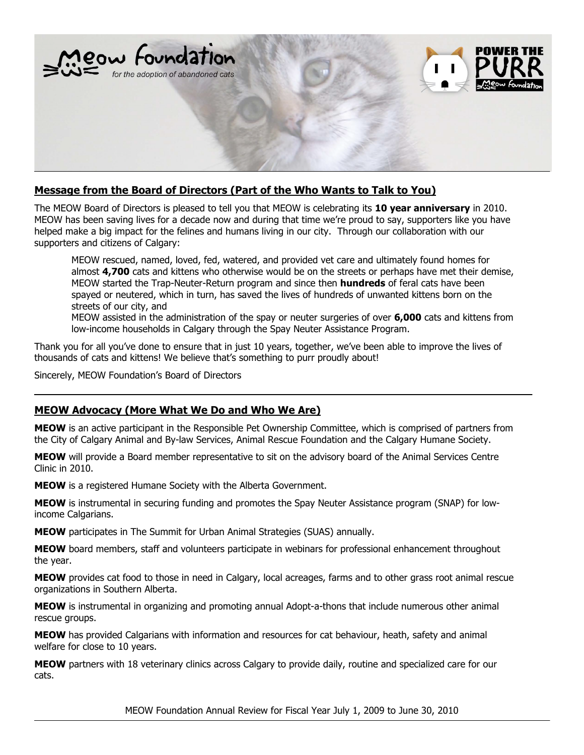## Message from the Board of Directors (Part of the Who Wants to Talk to You)

The MEOW Board of Directors is pleased to tell you that MEOW is celebrating its **10 year anniversary** in 2010. MEOW has been saving lives for a decade now and during that time we're proud to say, supporters like you have helped make a big impact for the felines and humans living in our city. Through our collaboration with our supporters and citizens of Calgary:

> MEOW rescued, named, loved, fed, watered, and provided vet care and ultimately found homes for almost **4,700** cats and kittens who otherwise would be on the streets or perhaps have met their demise,
> MEOW started the Trap-Neuter-Return program and since then **hundreds** of feral cats have been spayed or neutered, which in turn, has saved the lives of hundreds of unwanted kittens born on the streets of our city, and
> MEOW assisted in the administration of the spay or neuter surgeries of over **6,000** cats and kittens from low-income households in Calgary through the Spay Neuter Assistance Program.

Thank you for all you've done to ensure that in just 10 years, together, we've been able to improve the lives of thousands of cats and kittens! We believe that's something to purr proudly about!

Sincerely, MEOW Foundation's Board of Directors

---

## MEOW Advocacy (More What We Do and Who We Are)

**MEOW** is an active participant in the Responsible Pet Ownership Committee, which is comprised of partners from the City of Calgary Animal and By-law Services, Animal Rescue Foundation and the Calgary Humane Society.

**MEOW** will provide a Board member representative to sit on the advisory board of the Animal Services Centre Clinic in 2010.

**MEOW** is a registered Humane Society with the Alberta Government.

**MEOW** is instrumental in securing funding and promotes the Spay Neuter Assistance program (SNAP) for low-income Calgarians.

**MEOW** participates in The Summit for Urban Animal Strategies (SUAS) annually.

**MEOW** board members, staff and volunteers participate in webinars for professional enhancement throughout the year.

**MEOW** provides cat food to those in need in Calgary, local acreages, farms and to other grass root animal rescue organizations in Southern Alberta.

**MEOW** is instrumental in organizing and promoting annual Adopt-a-thons that include numerous other animal rescue groups.

**MEOW** has provided Calgarians with information and resources for cat behaviour, heath, safety and animal welfare for close to 10 years.

**MEOW** partners with 18 veterinary clinics across Calgary to provide daily, routine and specialized care for our cats.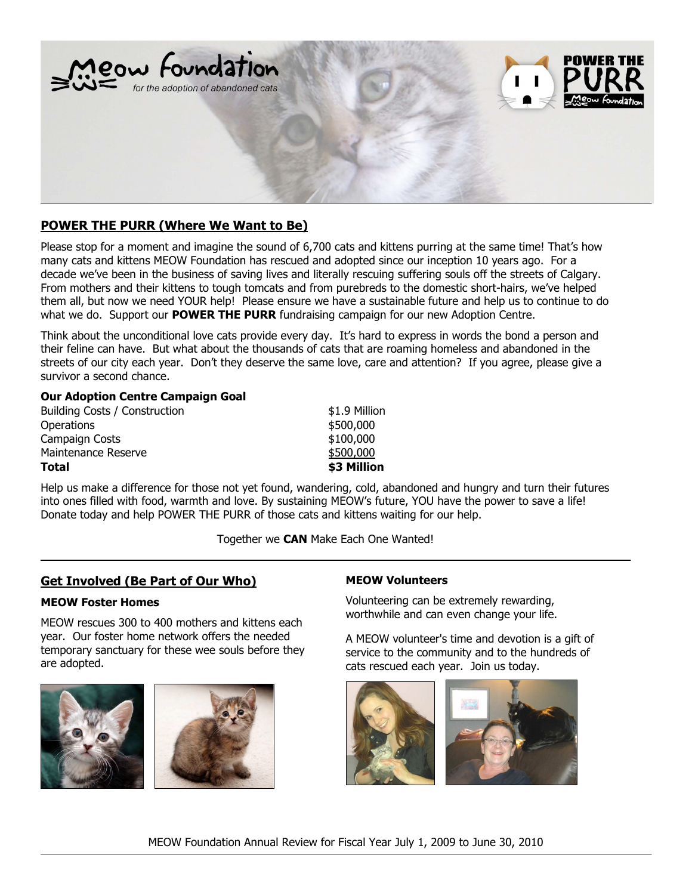## POWER THE PURR (Where We Want to Be)

Please stop for a moment and imagine the sound of 6,700 cats and kittens purring at the same time! That's how many cats and kittens MEOW Foundation has rescued and adopted since our inception 10 years ago. For a decade we've been in the business of saving lives and literally rescuing suffering souls off the streets of Calgary. From mothers and their kittens to tough tomcats and from purebreds to the domestic short-hairs, we've helped them all, but now we need YOUR help! Please ensure we have a sustainable future and help us to continue to do what we do. Support our **POWER THE PURR** fundraising campaign for our new Adoption Centre.

Think about the unconditional love cats provide every day. It's hard to express in words the bond a person and their feline can have. But what about the thousands of cats that are roaming homeless and abandoned in the streets of our city each year. Don't they deserve the same love, care and attention? If you agree, please give a survivor a second chance.

**Our Adoption Centre Campaign Goal**

| | |
|---|---|
| Building Costs / Construction | $1.9 Million |
| Operations | $500,000 |
| Campaign Costs | $100,000 |
| Maintenance Reserve | $500,000 |
| **Total** | **$3 Million** |

Help us make a difference for those not yet found, wandering, cold, abandoned and hungry and turn their futures into ones filled with food, warmth and love. By sustaining MEOW's future, YOU have the power to save a life! Donate today and help POWER THE PURR of those cats and kittens waiting for our help.

Together we **CAN** Make Each One Wanted!

## Get Involved (Be Part of Our Who)

### MEOW Foster Homes

MEOW rescues 300 to 400 mothers and kittens each year. Our foster home network offers the needed temporary sanctuary for these wee souls before they are adopted.

### MEOW Volunteers

Volunteering can be extremely rewarding, worthwhile and can even change your life.

A MEOW volunteer's time and devotion is a gift of service to the community and to the hundreds of cats rescued each year. Join us today.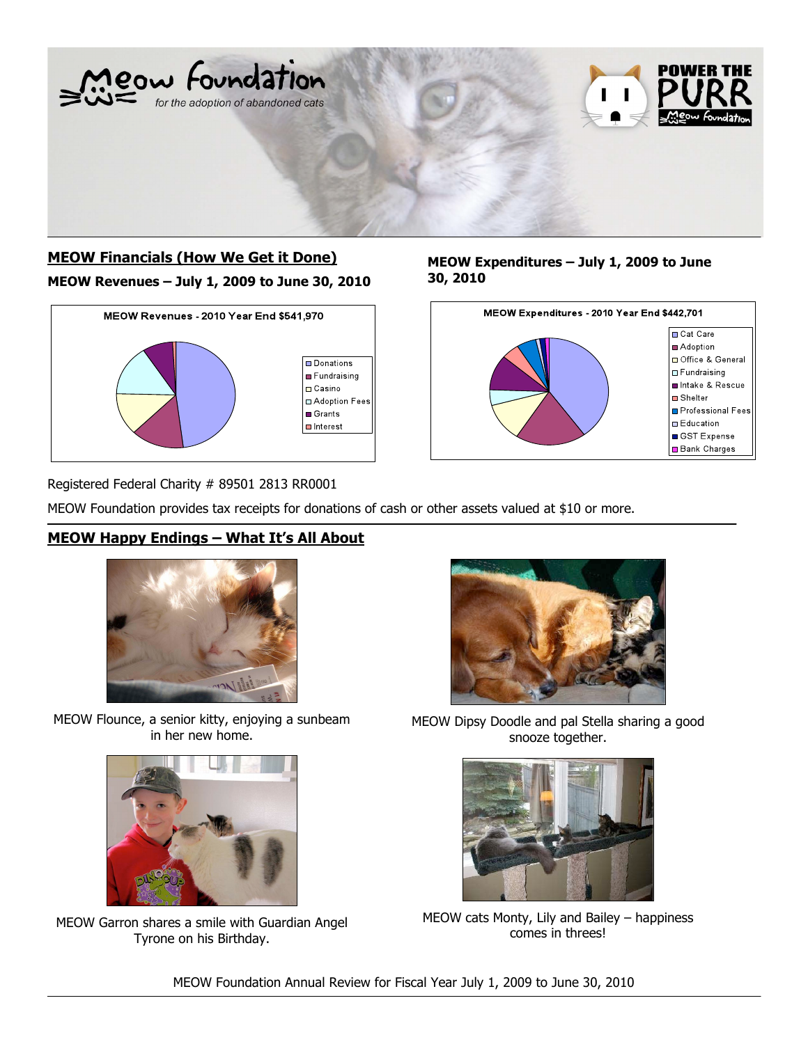Meow Foundation

*for the adoption of abandoned cats*

POWER THE PURR

## MEOW Financials (How We Get it Done)

### MEOW Revenues – July 1, 2009 to June 30, 2010

MEOW Revenues - 2010 Year End $541,970

Donations
Fundraising
Casino
Adoption Fees
Grants
Interest

### MEOW Expenditures – July 1, 2009 to June 30, 2010

MEOW Expenditures - 2010 Year End $442,701

Cat Care
Adoption
Office & General
Fundraising
Intake & Rescue
Shelter
Professional Fees
Education
GST Expense
Bank Charges

Registered Federal Charity # 89501 2813 RR0001

MEOW Foundation provides tax receipts for donations of cash or other assets valued at $10 or more.

## MEOW Happy Endings – What It's All About

MEOW Flounce, a senior kitty, enjoying a sunbeam in her new home.

MEOW Dipsy Doodle and pal Stella sharing a good snooze together.

MEOW Garron shares a smile with Guardian Angel Tyrone on his Birthday.

MEOW cats Monty, Lily and Bailey – happiness comes in threes!

MEOW Foundation Annual Review for Fiscal Year July 1, 2009 to June 30, 2010